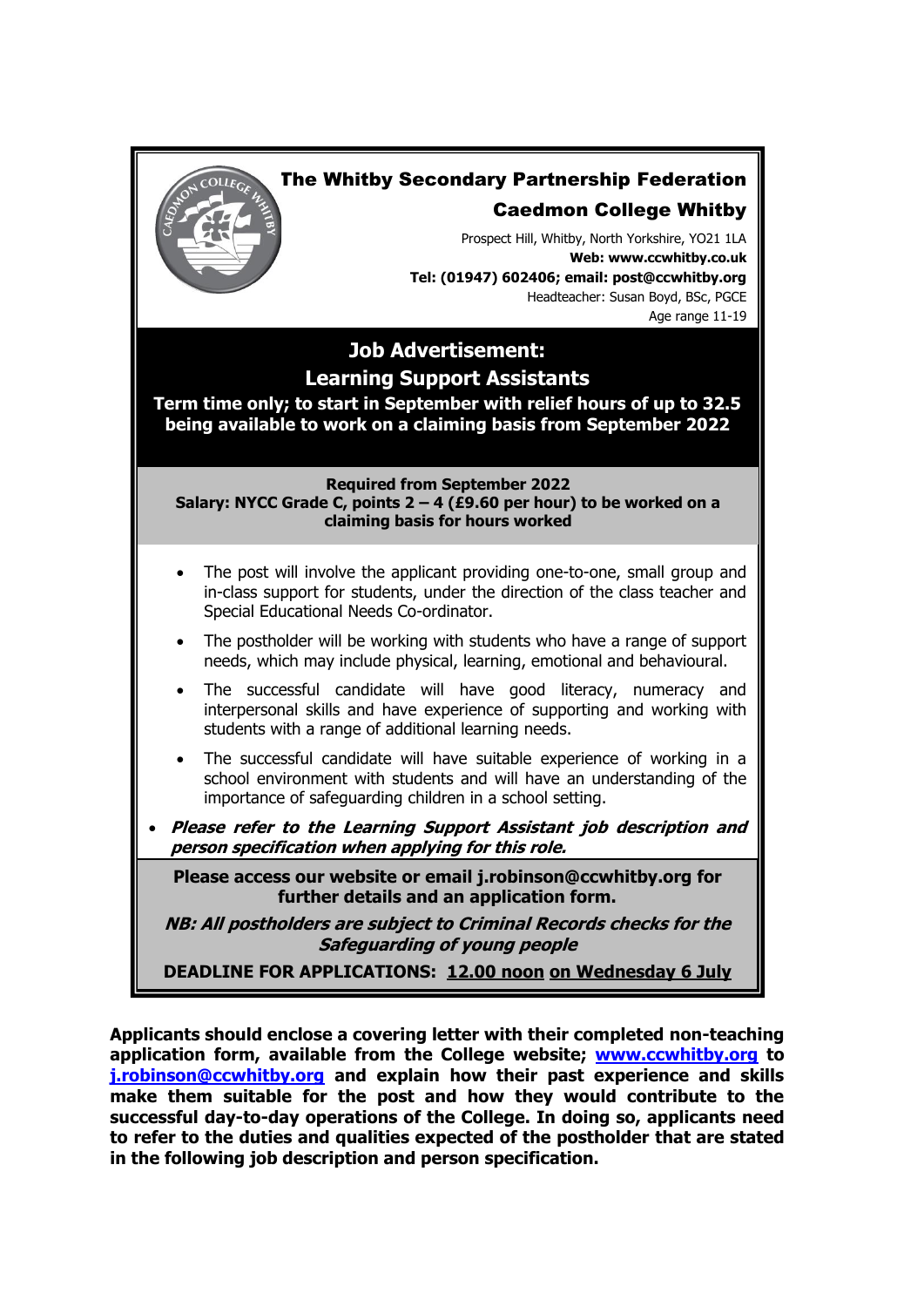## The Whitby Secondary Partnership Federation

## Caedmon College Whitby

Prospect Hill, Whitby, North Yorkshire, YO21 1LA
**Web: www.ccwhitby.co.uk**
**Tel: (01947) 602406; email: post@ccwhitby.org**
Headteacher: Susan Boyd, BSc, PGCE
Age range 11-19

# Job Advertisement:
# Learning Support Assistants

**Term time only; to start in September with relief hours of up to 32.5 being available to work on a claiming basis from September 2022**

**Required from September 2022**
**Salary: NYCC Grade C, points 2 – 4 (£9.60 per hour) to be worked on a claiming basis for hours worked**

- The post will involve the applicant providing one-to-one, small group and in-class support for students, under the direction of the class teacher and Special Educational Needs Co-ordinator.
- The postholder will be working with students who have a range of support needs, which may include physical, learning, emotional and behavioural.
- The successful candidate will have good literacy, numeracy and interpersonal skills and have experience of supporting and working with students with a range of additional learning needs.
- The successful candidate will have suitable experience of working in a school environment with students and will have an understanding of the importance of safeguarding children in a school setting.
- ***Please refer to the Learning Support Assistant job description and person specification when applying for this role.***

**Please access our website or email j.robinson@ccwhitby.org for further details and an application form.**

***NB: All postholders are subject to Criminal Records checks for the Safeguarding of young people***

**DEADLINE FOR APPLICATIONS: 12.00 noon on Wednesday 6 July**

**Applicants should enclose a covering letter with their completed non-teaching application form, available from the College website; www.ccwhitby.org to j.robinson@ccwhitby.org and explain how their past experience and skills make them suitable for the post and how they would contribute to the successful day-to-day operations of the College. In doing so, applicants need to refer to the duties and qualities expected of the postholder that are stated in the following job description and person specification.**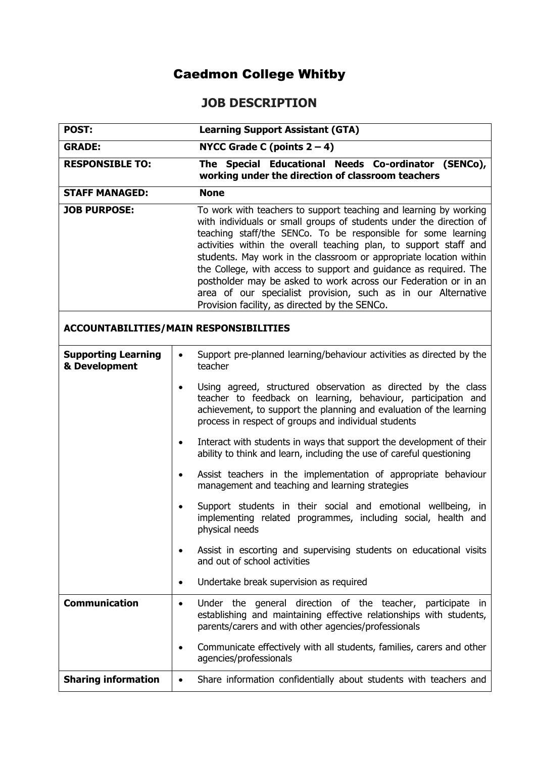# Caedmon College Whitby

## JOB DESCRIPTION

| | |
|---|---|
| **POST:** | **Learning Support Assistant (GTA)** |
| **GRADE:** | **NYCC Grade C (points 2 – 4)** |
| **RESPONSIBLE TO:** | **The Special Educational Needs Co-ordinator (SENCo), working under the direction of classroom teachers** |
| **STAFF MANAGED:** | **None** |
| **JOB PURPOSE:** | To work with teachers to support teaching and learning by working with individuals or small groups of students under the direction of teaching staff/the SENCo. To be responsible for some learning activities within the overall teaching plan, to support staff and students. May work in the classroom or appropriate location within the College, with access to support and guidance as required. The postholder may be asked to work across our Federation or in an area of our specialist provision, such as in our Alternative Provision facility, as directed by the SENCo. |

### ACCOUNTABILITIES/MAIN RESPONSIBILITIES

| | |
|---|---|
| **Supporting Learning & Development** | • Support pre-planned learning/behaviour activities as directed by the teacher<br>• Using agreed, structured observation as directed by the class teacher to feedback on learning, behaviour, participation and achievement, to support the planning and evaluation of the learning process in respect of groups and individual students<br>• Interact with students in ways that support the development of their ability to think and learn, including the use of careful questioning<br>• Assist teachers in the implementation of appropriate behaviour management and teaching and learning strategies<br>• Support students in their social and emotional wellbeing, in implementing related programmes, including social, health and physical needs<br>• Assist in escorting and supervising students on educational visits and out of school activities<br>• Undertake break supervision as required |
| **Communication** | • Under the general direction of the teacher, participate in establishing and maintaining effective relationships with students, parents/carers and with other agencies/professionals<br>• Communicate effectively with all students, families, carers and other agencies/professionals |
| **Sharing information** | • Share information confidentially about students with teachers and |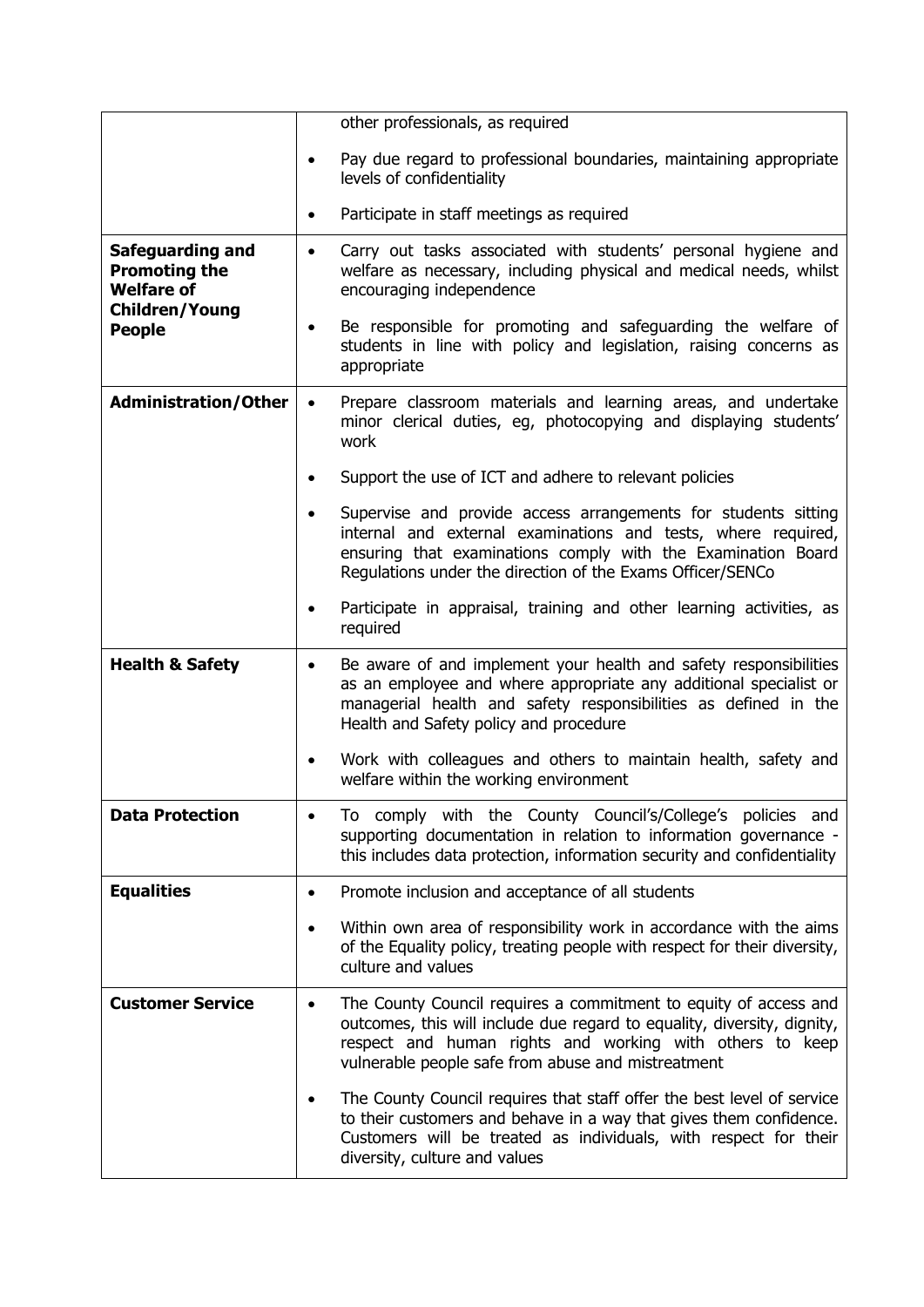| | |
|---|---|
| | other professionals, as required<br>• Pay due regard to professional boundaries, maintaining appropriate levels of confidentiality<br>• Participate in staff meetings as required |
| **Safeguarding and Promoting the Welfare of Children/Young People** | • Carry out tasks associated with students' personal hygiene and welfare as necessary, including physical and medical needs, whilst encouraging independence<br>• Be responsible for promoting and safeguarding the welfare of students in line with policy and legislation, raising concerns as appropriate |
| **Administration/Other** | • Prepare classroom materials and learning areas, and undertake minor clerical duties, eg, photocopying and displaying students' work<br>• Support the use of ICT and adhere to relevant policies<br>• Supervise and provide access arrangements for students sitting internal and external examinations and tests, where required, ensuring that examinations comply with the Examination Board Regulations under the direction of the Exams Officer/SENCo<br>• Participate in appraisal, training and other learning activities, as required |
| **Health & Safety** | • Be aware of and implement your health and safety responsibilities as an employee and where appropriate any additional specialist or managerial health and safety responsibilities as defined in the Health and Safety policy and procedure<br>• Work with colleagues and others to maintain health, safety and welfare within the working environment |
| **Data Protection** | • To comply with the County Council's/College's policies and supporting documentation in relation to information governance - this includes data protection, information security and confidentiality |
| **Equalities** | • Promote inclusion and acceptance of all students<br>• Within own area of responsibility work in accordance with the aims of the Equality policy, treating people with respect for their diversity, culture and values |
| **Customer Service** | • The County Council requires a commitment to equity of access and outcomes, this will include due regard to equality, diversity, dignity, respect and human rights and working with others to keep vulnerable people safe from abuse and mistreatment<br>• The County Council requires that staff offer the best level of service to their customers and behave in a way that gives them confidence. Customers will be treated as individuals, with respect for their diversity, culture and values |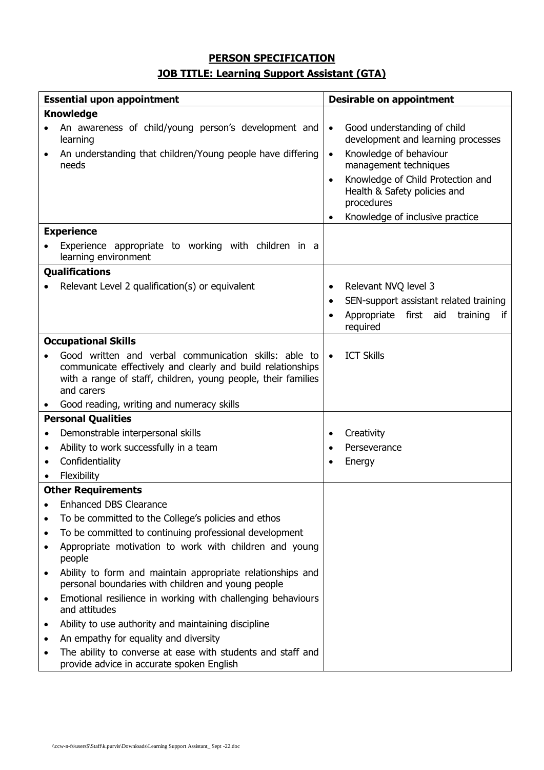# PERSON SPECIFICATION

## JOB TITLE: Learning Support Assistant (GTA)

| Essential upon appointment | Desirable on appointment |
|---|---|
| **Knowledge** | |
| • An awareness of child/young person's development and learning<br>• An understanding that children/Young people have differing needs | • Good understanding of child development and learning processes<br>• Knowledge of behaviour management techniques<br>• Knowledge of Child Protection and Health & Safety policies and procedures<br>• Knowledge of inclusive practice |
| **Experience** | |
| • Experience appropriate to working with children in a learning environment | |
| **Qualifications** | |
| • Relevant Level 2 qualification(s) or equivalent | • Relevant NVQ level 3<br>• SEN-support assistant related training<br>• Appropriate first aid training if required |
| **Occupational Skills** | |
| • Good written and verbal communication skills: able to communicate effectively and clearly and build relationships with a range of staff, children, young people, their families and carers<br>• Good reading, writing and numeracy skills | • ICT Skills |
| **Personal Qualities** | |
| • Demonstrable interpersonal skills<br>• Ability to work successfully in a team<br>• Confidentiality<br>• Flexibility | • Creativity<br>• Perseverance<br>• Energy |
| **Other Requirements** | |
| • Enhanced DBS Clearance<br>• To be committed to the College's policies and ethos<br>• To be committed to continuing professional development<br>• Appropriate motivation to work with children and young people<br>• Ability to form and maintain appropriate relationships and personal boundaries with children and young people<br>• Emotional resilience in working with challenging behaviours and attitudes<br>• Ability to use authority and maintaining discipline<br>• An empathy for equality and diversity<br>• The ability to converse at ease with students and staff and provide advice in accurate spoken English | |